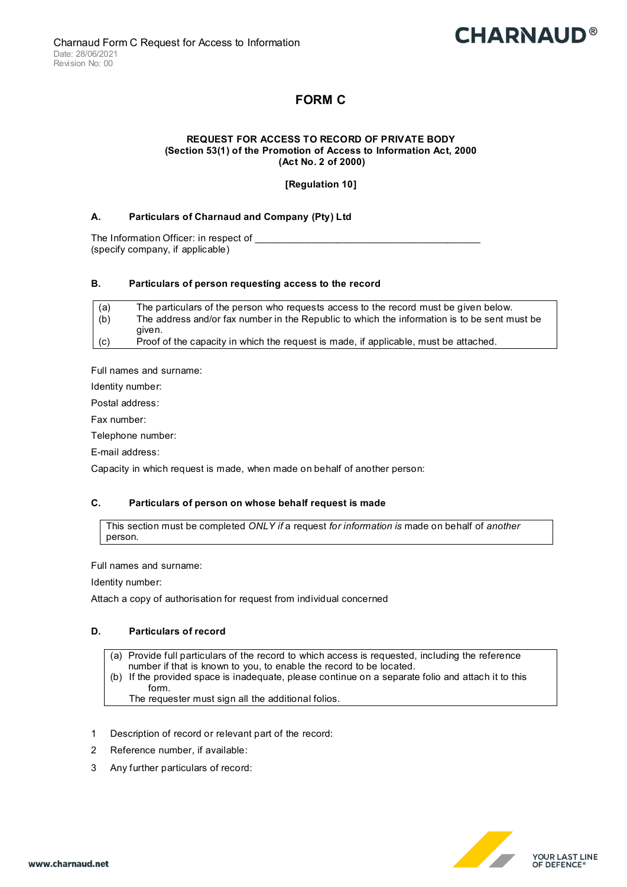# FORM C

**REQUEST FOR ACCESS TO RECORD OF PRIVATE BODY**
**(Section 53(1) of the Promotion of Access to Information Act, 2000**
**(Act No. 2 of 2000)**

**[Regulation 10]**

## A. Particulars of Charnaud and Company (Pty) Ltd

The Information Officer: in respect of __________________________________________
(specify company, if applicable)

## B. Particulars of person requesting access to the record

| | |
|---|---|
| (a) | The particulars of the person who requests access to the record must be given below. |
| (b) | The address and/or fax number in the Republic to which the information is to be sent must be given. |
| (c) | Proof of the capacity in which the request is made, if applicable, must be attached. |

Full names and surname:

Identity number:

Postal address:

Fax number:

Telephone number:

E-mail address:

Capacity in which request is made, when made on behalf of another person:

## C. Particulars of person on whose behalf request is made

This section must be completed *ONLY if* a request *for information is* made on behalf of *another* person.

Full names and surname:

Identity number:

Attach a copy of authorisation for request from individual concerned

## D. Particulars of record

(a) Provide full particulars of the record to which access is requested, including the reference number if that is known to you, to enable the record to be located.
(b) If the provided space is inadequate, please continue on a separate folio and attach it to this form.
The requester must sign all the additional folios.

1 Description of record or relevant part of the record:

2 Reference number, if available:

3 Any further particulars of record: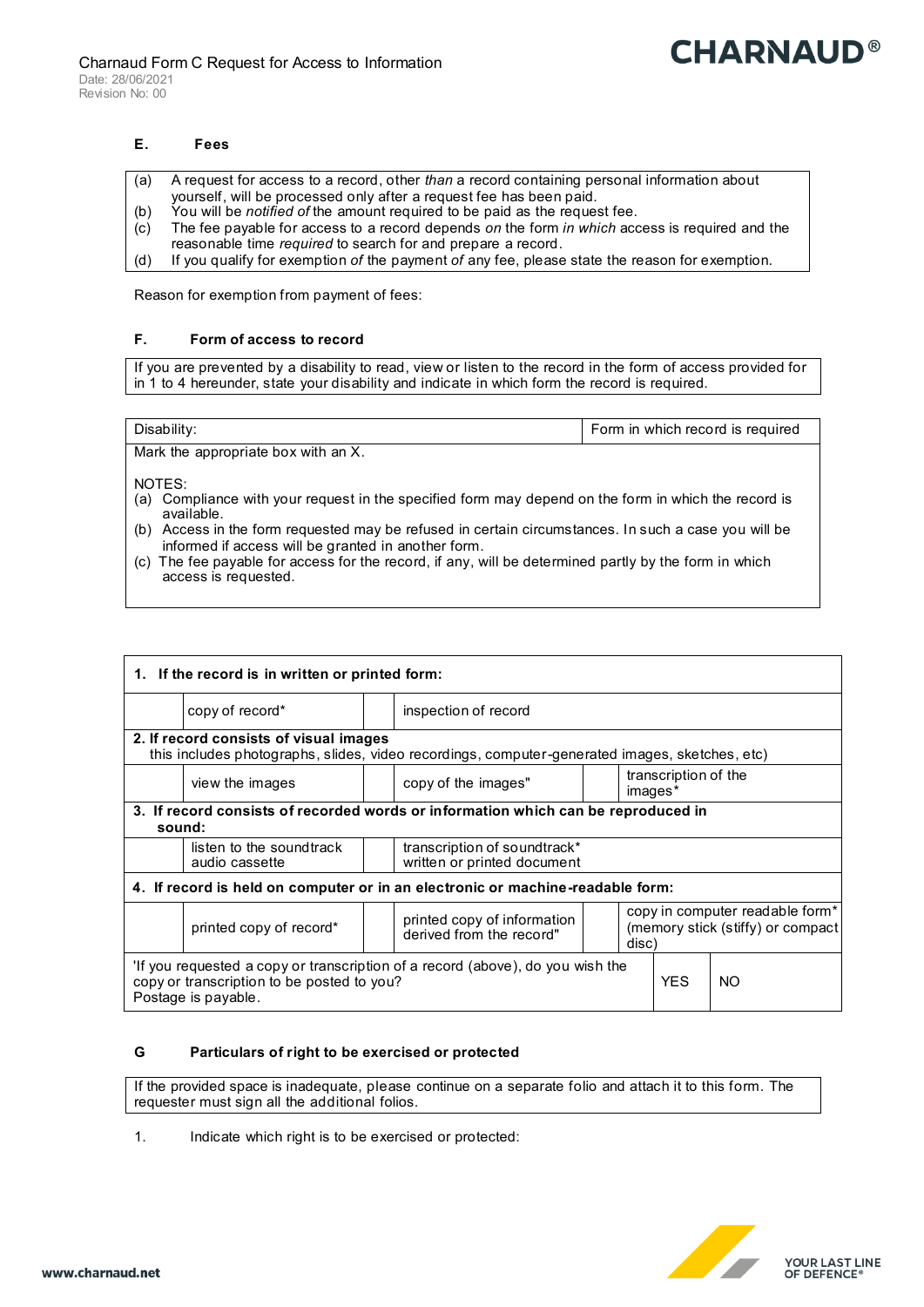## E. Fees

(a) A request for access to a record, other *than* a record containing personal information about yourself, will be processed only after a request fee has been paid.
(b) You will be *notified of* the amount required to be paid as the request fee.
(c) The fee payable for access to a record depends *on* the form *in which* access is required and the reasonable time *required* to search for and prepare a record.
(d) If you qualify for exemption *of* the payment *of* any fee, please state the reason for exemption.

Reason for exemption from payment of fees:

## F. Form of access to record

If you are prevented by a disability to read, view or listen to the record in the form of access provided for in 1 to 4 hereunder, state your disability and indicate in which form the record is required.

| Disability: | Form in which record is required |
|---|---|

Mark the appropriate box with an X.

NOTES:
(a) Compliance with your request in the specified form may depend on the form in which the record is available.
(b) Access in the form requested may be refused in certain circumstances. In such a case you will be informed if access will be granted in another form.
(c) The fee payable for access for the record, if any, will be determined partly by the form in which access is requested.

| **1. If the record is in written or printed form:** | | | | | |
|---|---|---|---|---|---|
| | copy of record* | | inspection of record | | |
| **2. If record consists of visual images** this includes photographs, slides, video recordings, computer-generated images, sketches, etc) | | | | | |
| | view the images | | copy of the images" | | transcription of the images* |
| **3. If record consists of recorded words or information which can be reproduced in sound:** | | | | | |
| | listen to the soundtrack audio cassette | | transcription of soundtrack* written or printed document | | |
| **4. If record is held on computer or in an electronic or machine-readable form:** | | | | | |
| | printed copy of record* | | printed copy of information derived from the record" | | copy in computer readable form* (memory stick (stiffy) or compact disc) |
| 'If you requested a copy or transcription of a record (above), do you wish the copy or transcription to be posted to you? Postage is payable. | | | | YES | NO |

## G Particulars of right to be exercised or protected

If the provided space is inadequate, please continue on a separate folio and attach it to this form. The requester must sign all the additional folios.

1. Indicate which right is to be exercised or protected: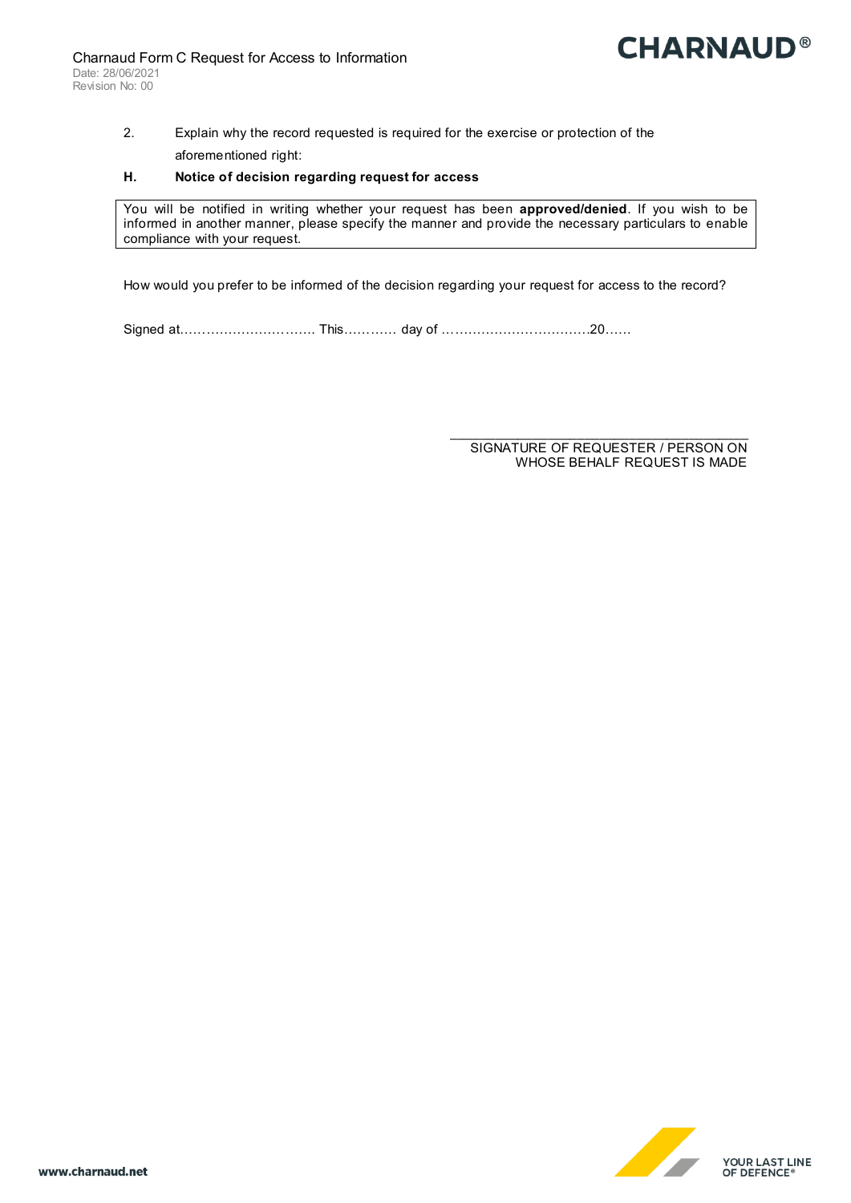2. Explain why the record requested is required for the exercise or protection of the aforementioned right:

**H. Notice of decision regarding request for access**

| |
|---|
| You will be notified in writing whether your request has been **approved/denied**. If you wish to be informed in another manner, please specify the manner and provide the necessary particulars to enable compliance with your request. |

How would you prefer to be informed of the decision regarding your request for access to the record?

Signed at………………………… This………… day of ……………………………20……

\_\_\_\_\_\_\_\_\_\_\_\_\_\_\_\_\_\_\_\_\_\_\_\_\_\_\_\_\_\_\_\_\_\_\_\_\_\_\_\_

SIGNATURE OF REQUESTER / PERSON ON WHOSE BEHALF REQUEST IS MADE